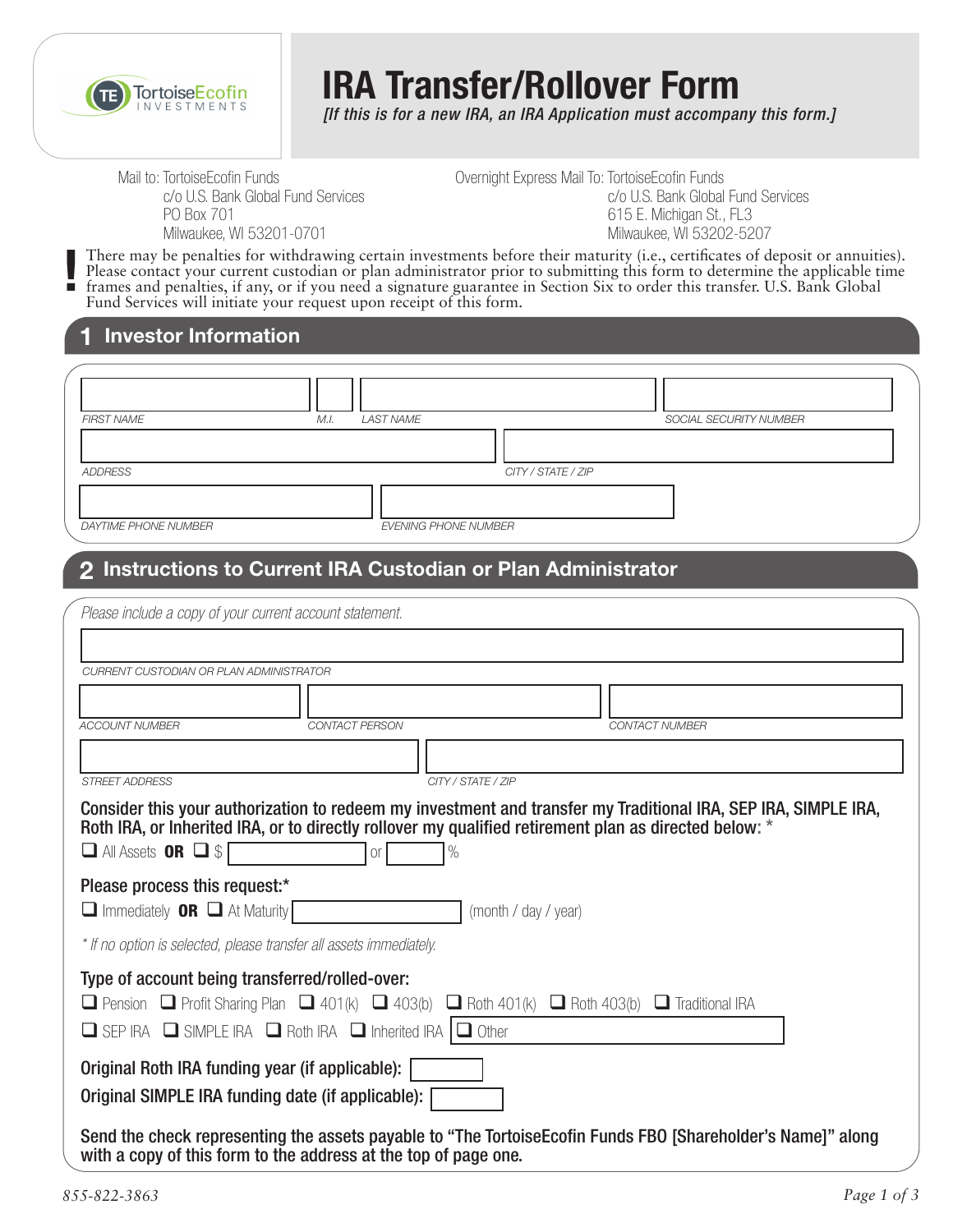TortoiseEcofin INVESTMENTS

# IRA Transfer/Rollover Form

*[If this is for a new IRA, an IRA Application must accompany this form.]*

Mail to: TortoiseEcofin Funds
c/o U.S. Bank Global Fund Services
PO Box 701
Milwaukee, WI 53201-0701

Overnight Express Mail To: TortoiseEcofin Funds
c/o U.S. Bank Global Fund Services
615 E. Michigan St., FL3
Milwaukee, WI 53202-5207

**!** There may be penalties for withdrawing certain investments before their maturity (i.e., certificates of deposit or annuities). Please contact your current custodian or plan administrator prior to submitting this form to determine the applicable time frames and penalties, if any, or if you need a signature guarantee in Section Six to order this transfer. U.S. Bank Global Fund Services will initiate your request upon receipt of this form.

## 1 Investor Information

*FIRST NAME* | *M.I.* | *LAST NAME* | *SOCIAL SECURITY NUMBER*

*ADDRESS* | *CITY / STATE / ZIP*

*DAYTIME PHONE NUMBER* | *EVENING PHONE NUMBER*

## 2 Instructions to Current IRA Custodian or Plan Administrator

*Please include a copy of your current account statement.*

*CURRENT CUSTODIAN OR PLAN ADMINISTRATOR*

*ACCOUNT NUMBER* | *CONTACT PERSON* | *CONTACT NUMBER*

*STREET ADDRESS* | *CITY / STATE / ZIP*

**Consider this your authorization to redeem my investment and transfer my Traditional IRA, SEP IRA, SIMPLE IRA, Roth IRA, or Inherited IRA, or to directly rollover my qualified retirement plan as directed below:** *

☐ All Assets **OR** ☐ $ ________ or ______ %

**Please process this request:***

☐ Immediately **OR** ☐ At Maturity ____________ (month / day / year)

*\* If no option is selected, please transfer all assets immediately.*

**Type of account being transferred/rolled-over:**

☐ Pension ☐ Profit Sharing Plan ☐ 401(k) ☐ 403(b) ☐ Roth 401(k) ☐ Roth 403(b) ☐ Traditional IRA

☐ SEP IRA ☐ SIMPLE IRA ☐ Roth IRA ☐ Inherited IRA ☐ Other ____________

**Original Roth IRA funding year (if applicable):** ________

**Original SIMPLE IRA funding date (if applicable):** ________

**Send the check representing the assets payable to "The TortoiseEcofin Funds FBO [Shareholder's Name]" along with a copy of this form to the address at the top of page one.**

*855-822-3863*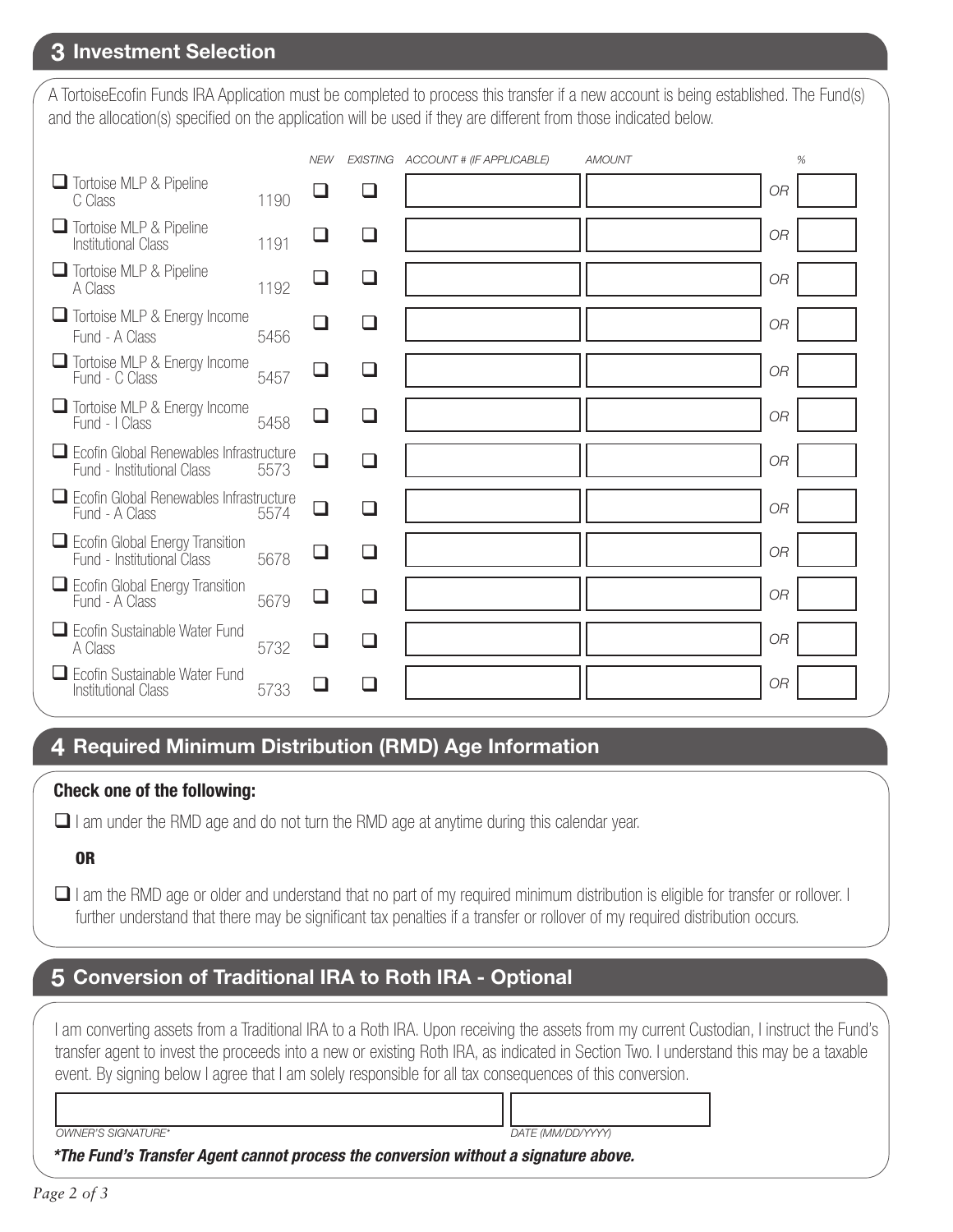## 3 Investment Selection

A TortoiseEcofin Funds IRA Application must be completed to process this transfer if a new account is being established. The Fund(s) and the allocation(s) specified on the application will be used if they are different from those indicated below.

| Fund | Code | NEW | EXISTING | ACCOUNT # (IF APPLICABLE) | AMOUNT | | % |
|---|---|---|---|---|---|---|---|
| ☐ Tortoise MLP & Pipeline C Class | 1190 | ☐ | ☐ | | | OR | |
| ☐ Tortoise MLP & Pipeline Institutional Class | 1191 | ☐ | ☐ | | | OR | |
| ☐ Tortoise MLP & Pipeline A Class | 1192 | ☐ | ☐ | | | OR | |
| ☐ Tortoise MLP & Energy Income Fund - A Class | 5456 | ☐ | ☐ | | | OR | |
| ☐ Tortoise MLP & Energy Income Fund - C Class | 5457 | ☐ | ☐ | | | OR | |
| ☐ Tortoise MLP & Energy Income Fund - I Class | 5458 | ☐ | ☐ | | | OR | |
| ☐ Ecofin Global Renewables Infrastructure Fund - Institutional Class | 5573 | ☐ | ☐ | | | OR | |
| ☐ Ecofin Global Renewables Infrastructure Fund - A Class | 5574 | ☐ | ☐ | | | OR | |
| ☐ Ecofin Global Energy Transition Fund - Institutional Class | 5678 | ☐ | ☐ | | | OR | |
| ☐ Ecofin Global Energy Transition Fund - A Class | 5679 | ☐ | ☐ | | | OR | |
| ☐ Ecofin Sustainable Water Fund A Class | 5732 | ☐ | ☐ | | | OR | |
| ☐ Ecofin Sustainable Water Fund Institutional Class | 5733 | ☐ | ☐ | | | OR | |

## 4 Required Minimum Distribution (RMD) Age Information

**Check one of the following:**

☐ I am under the RMD age and do not turn the RMD age at anytime during this calendar year.

**OR**

☐ I am the RMD age or older and understand that no part of my required minimum distribution is eligible for transfer or rollover. I further understand that there may be significant tax penalties if a transfer or rollover of my required distribution occurs.

## 5 Conversion of Traditional IRA to Roth IRA - Optional

I am converting assets from a Traditional IRA to a Roth IRA. Upon receiving the assets from my current Custodian, I instruct the Fund's transfer agent to invest the proceeds into a new or existing Roth IRA, as indicated in Section Two. I understand this may be a taxable event. By signing below I agree that I am solely responsible for all tax consequences of this conversion.

| | |
|---|---|
| OWNER'S SIGNATURE* | DATE (MM/DD/YYYY) |

***The Fund's Transfer Agent cannot process the conversion without a signature above.***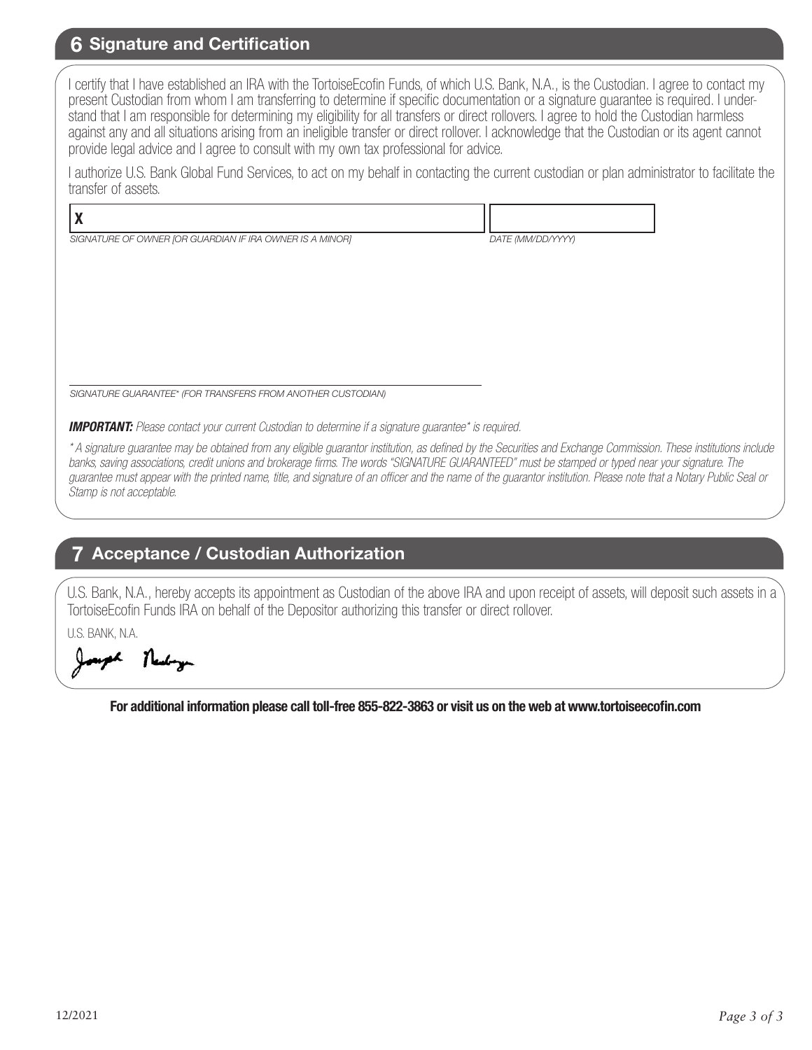## 6 Signature and Certification

I certify that I have established an IRA with the TortoiseEcofin Funds, of which U.S. Bank, N.A., is the Custodian. I agree to contact my present Custodian from whom I am transferring to determine if specific documentation or a signature guarantee is required. I understand that I am responsible for determining my eligibility for all transfers or direct rollovers. I agree to hold the Custodian harmless against any and all situations arising from an ineligible transfer or direct rollover. I acknowledge that the Custodian or its agent cannot provide legal advice and I agree to consult with my own tax professional for advice.

I authorize U.S. Bank Global Fund Services, to act on my behalf in contacting the current custodian or plan administrator to facilitate the transfer of assets.

**X** ______________________________________________ ____________________

*SIGNATURE OF OWNER [OR GUARDIAN IF IRA OWNER IS A MINOR]* *DATE (MM/DD/YYYY)*

______________________________________________

*SIGNATURE GUARANTEE\* (FOR TRANSFERS FROM ANOTHER CUSTODIAN)*

***IMPORTANT:*** *Please contact your current Custodian to determine if a signature guarantee\* is required.*

*\* A signature guarantee may be obtained from any eligible guarantor institution, as defined by the Securities and Exchange Commission. These institutions include banks, saving associations, credit unions and brokerage firms. The words "SIGNATURE GUARANTEED" must be stamped or typed near your signature. The guarantee must appear with the printed name, title, and signature of an officer and the name of the guarantor institution. Please note that a Notary Public Seal or Stamp is not acceptable.*

## 7 Acceptance / Custodian Authorization

U.S. Bank, N.A., hereby accepts its appointment as Custodian of the above IRA and upon receipt of assets, will deposit such assets in a TortoiseEcofin Funds IRA on behalf of the Depositor authorizing this transfer or direct rollover.

U.S. BANK, N.A.

Joseph Neuberger

**For additional information please call toll-free 855-822-3863 or visit us on the web at www.tortoiseecofin.com**

12/2021